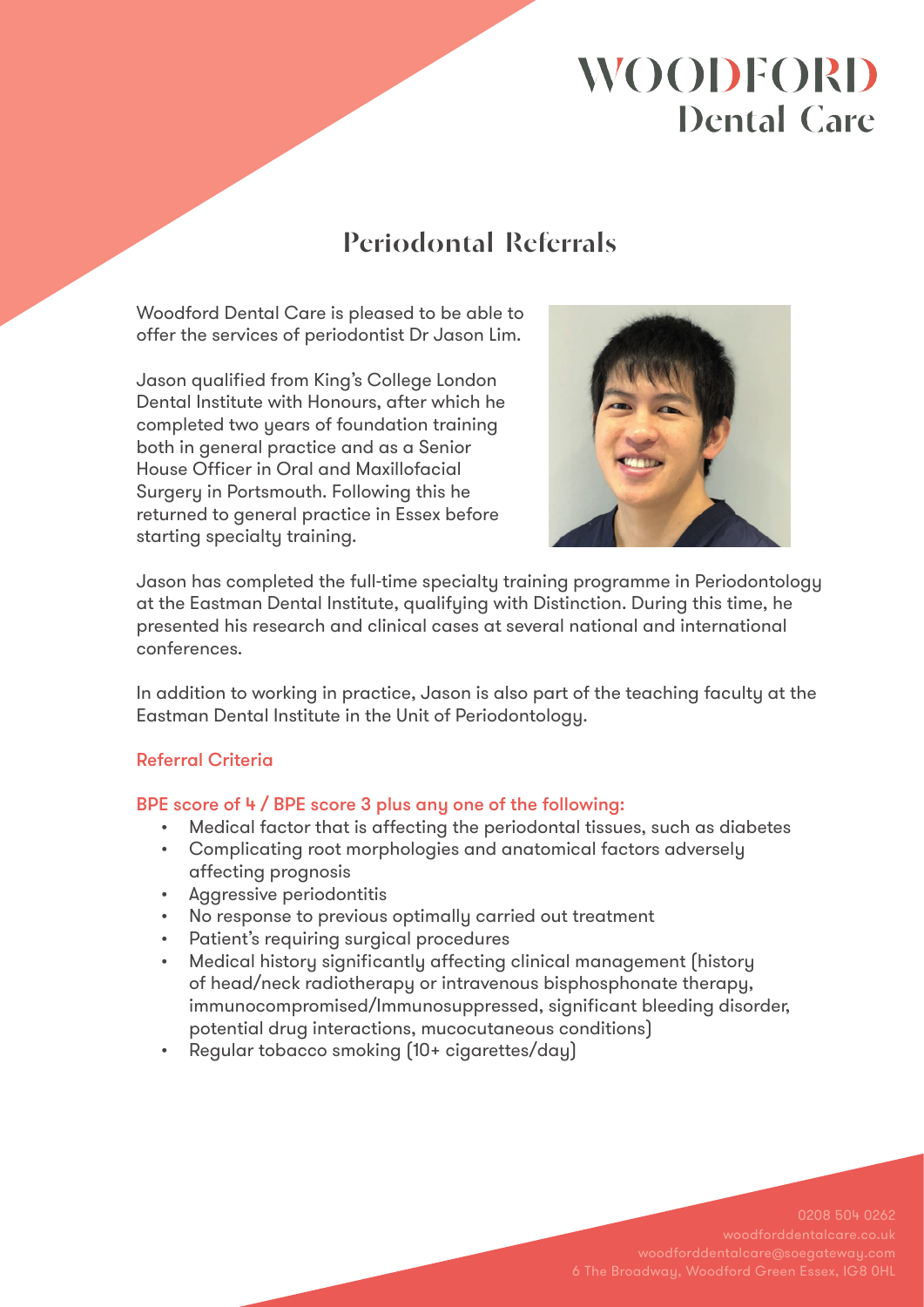# WOODFORD Dental Care

## Periodontal Referrals

Woodford Dental Care is pleased to be able to offer the services of periodontist Dr Jason Lim.

Jason qualified from King's College London Dental Institute with Honours, after which he completed two years of foundation training both in general practice and as a Senior House Officer in Oral and Maxillofacial Surgery in Portsmouth. Following this he returned to general practice in Essex before starting specialty training.

Jason has completed the full-time specialty training programme in Periodontology at the Eastman Dental Institute, qualifying with Distinction. During this time, he presented his research and clinical cases at several national and international conferences.

In addition to working in practice, Jason is also part of the teaching faculty at the Eastman Dental Institute in the Unit of Periodontology.

### Referral Criteria

**BPE score of 4 / BPE score 3 plus any one of the following:**

- Medical factor that is affecting the periodontal tissues, such as diabetes
- Complicating root morphologies and anatomical factors adversely affecting prognosis
- Aggressive periodontitis
- No response to previous optimally carried out treatment
- Patient's requiring surgical procedures
- Medical history significantly affecting clinical management (history of head/neck radiotherapy or intravenous bisphosphonate therapy, immunocompromised/Immunosuppressed, significant bleeding disorder, potential drug interactions, mucocutaneous conditions)
- Regular tobacco smoking (10+ cigarettes/day)

0208 504 0262
woodforddentalcare.co.uk
woodforddentalcare@soegateway.com
6 The Broadway, Woodford Green Essex, IG8 0HL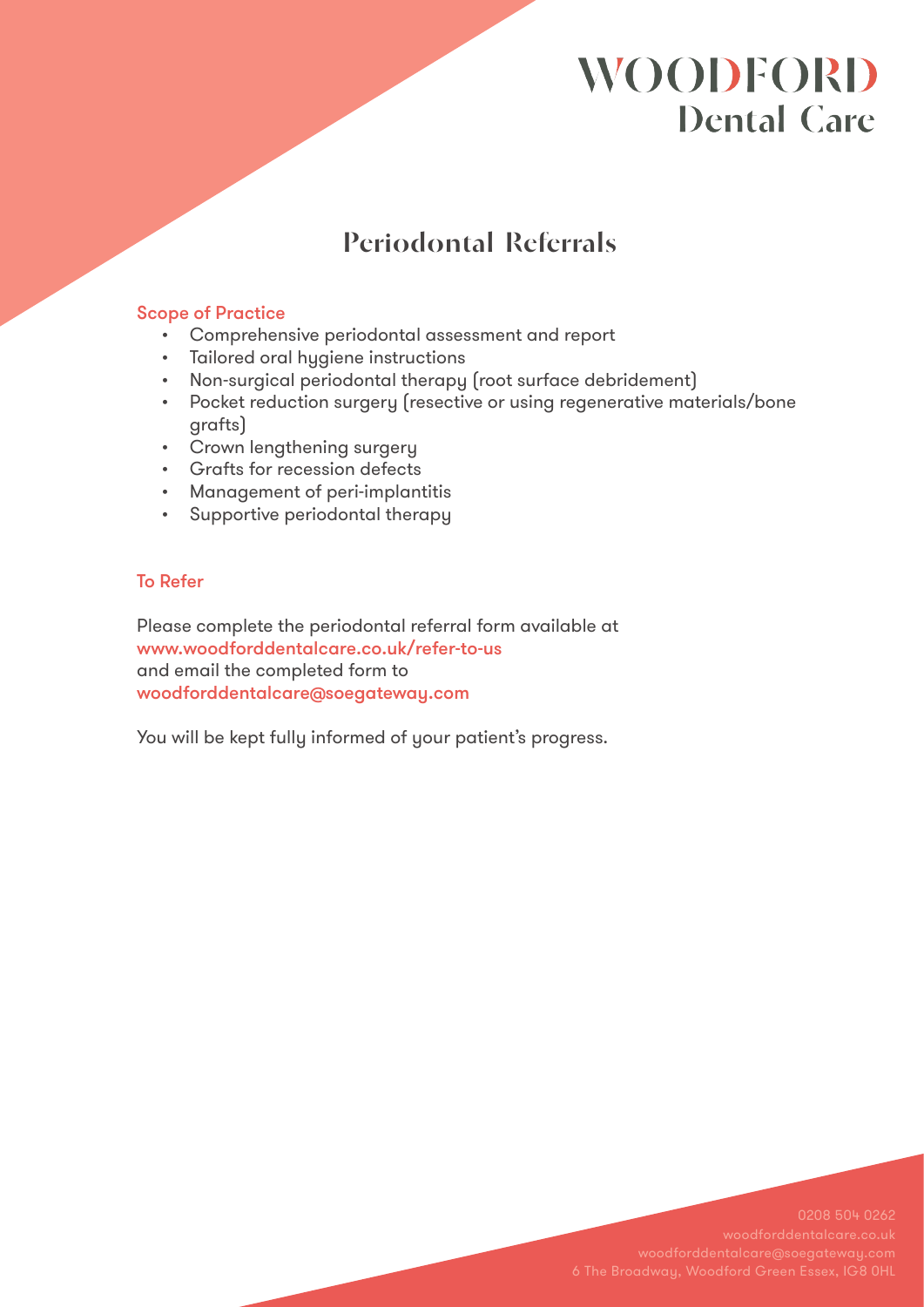# WOODFORD
## Dental Care

## Periodontal Referrals

### Scope of Practice

- Comprehensive periodontal assessment and report
- Tailored oral hygiene instructions
- Non-surgical periodontal therapy (root surface debridement)
- Pocket reduction surgery (resective or using regenerative materials/bone grafts)
- Crown lengthening surgery
- Grafts for recession defects
- Management of peri-implantitis
- Supportive periodontal therapy

### To Refer

Please complete the periodontal referral form available at
www.woodforddentalcare.co.uk/refer-to-us
and email the completed form to
woodforddentalcare@soegateway.com

You will be kept fully informed of your patient's progress.

0208 504 0262
woodforddentalcare.co.uk
woodforddentalcare@soegateway.com
6 The Broadway, Woodford Green Essex, IG8 0HL